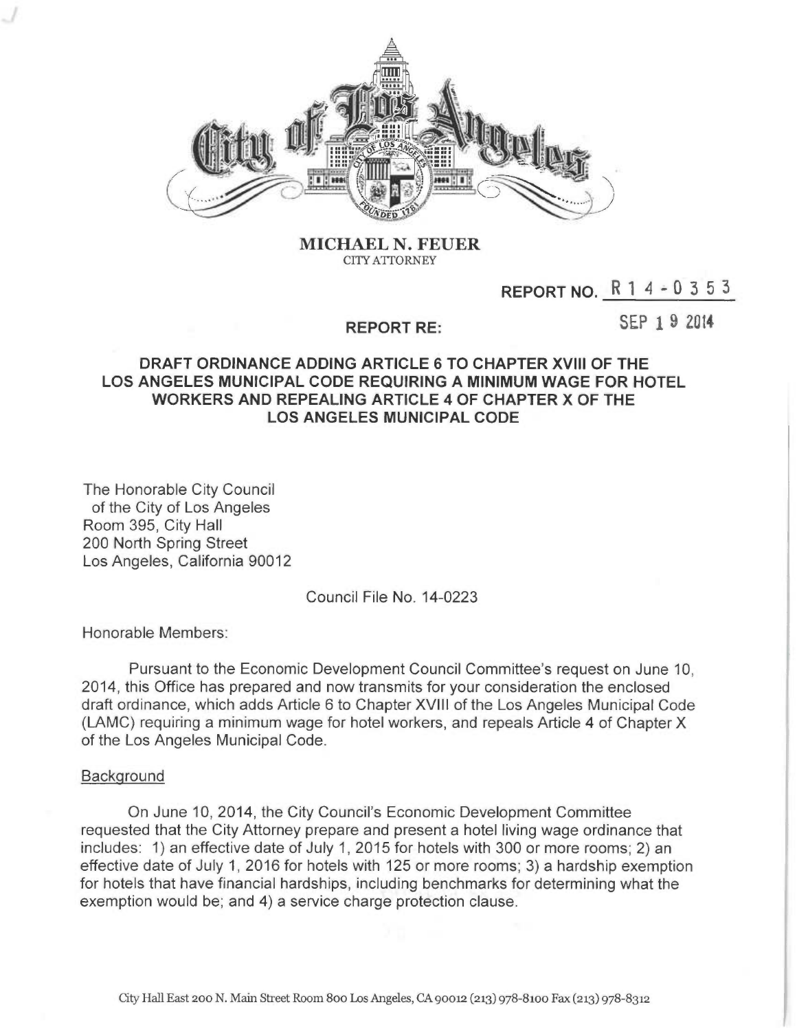**MICHAEL N. FEUER**
CITY ATTORNEY

**REPORT NO.** R 1 4 - 0 3 5 3

**REPORT RE:** SEP 1 9 2014

**DRAFT ORDINANCE ADDING ARTICLE 6 TO CHAPTER XVIII OF THE LOS ANGELES MUNICIPAL CODE REQUIRING A MINIMUM WAGE FOR HOTEL WORKERS AND REPEALING ARTICLE 4 OF CHAPTER X OF THE LOS ANGELES MUNICIPAL CODE**

The Honorable City Council
of the City of Los Angeles
Room 395, City Hall
200 North Spring Street
Los Angeles, California 90012

Council File No. 14-0223

Honorable Members:

Pursuant to the Economic Development Council Committee's request on June 10, 2014, this Office has prepared and now transmits for your consideration the enclosed draft ordinance, which adds Article 6 to Chapter XVIII of the Los Angeles Municipal Code (LAMC) requiring a minimum wage for hotel workers, and repeals Article 4 of Chapter X of the Los Angeles Municipal Code.

Background

On June 10, 2014, the City Council's Economic Development Committee requested that the City Attorney prepare and present a hotel living wage ordinance that includes: 1) an effective date of July 1, 2015 for hotels with 300 or more rooms; 2) an effective date of July 1, 2016 for hotels with 125 or more rooms; 3) a hardship exemption for hotels that have financial hardships, including benchmarks for determining what the exemption would be; and 4) a service charge protection clause.

City Hall East 200 N. Main Street Room 800 Los Angeles, CA 90012 (213) 978-8100 Fax (213) 978-8312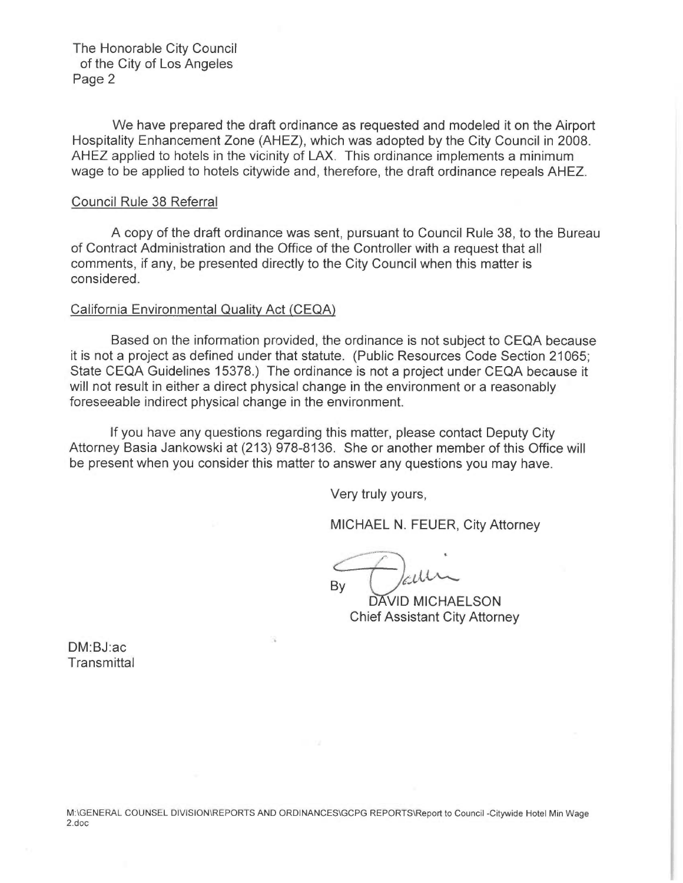The Honorable City Council
of the City of Los Angeles

We have prepared the draft ordinance as requested and modeled it on the Airport Hospitality Enhancement Zone (AHEZ), which was adopted by the City Council in 2008. AHEZ applied to hotels in the vicinity of LAX. This ordinance implements a minimum wage to be applied to hotels citywide and, therefore, the draft ordinance repeals AHEZ.

## Council Rule 38 Referral

A copy of the draft ordinance was sent, pursuant to Council Rule 38, to the Bureau of Contract Administration and the Office of the Controller with a request that all comments, if any, be presented directly to the City Council when this matter is considered.

## California Environmental Quality Act (CEQA)

Based on the information provided, the ordinance is not subject to CEQA because it is not a project as defined under that statute. (Public Resources Code Section 21065; State CEQA Guidelines 15378.) The ordinance is not a project under CEQA because it will not result in either a direct physical change in the environment or a reasonably foreseeable indirect physical change in the environment.

If you have any questions regarding this matter, please contact Deputy City Attorney Basia Jankowski at (213) 978-8136. She or another member of this Office will be present when you consider this matter to answer any questions you may have.

Very truly yours,

MICHAEL N. FEUER, City Attorney

By
DAVID MICHAELSON
Chief Assistant City Attorney

DM:BJ:ac
Transmittal

M:\GENERAL COUNSEL DIVISION\REPORTS AND ORDINANCES\GCPG REPORTS\Report to Council -Citywide Hotel Min Wage 2.doc